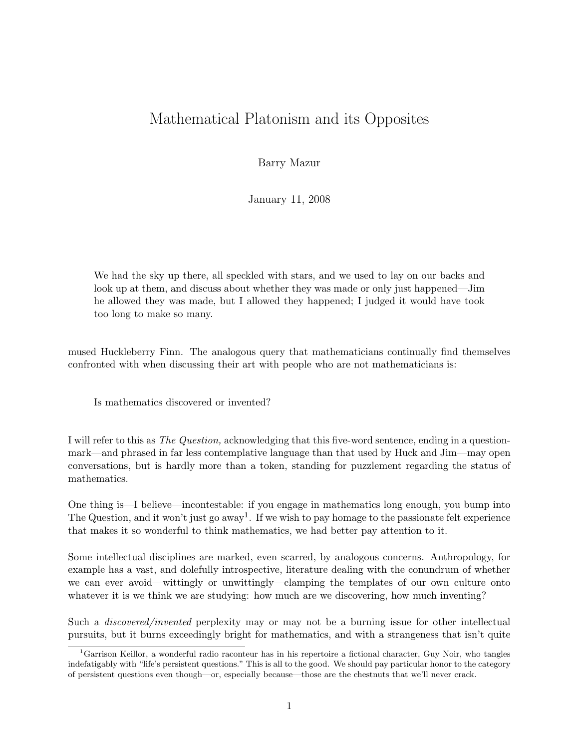# Mathematical Platonism and its Opposites

Barry Mazur

January 11, 2008

> We had the sky up there, all speckled with stars, and we used to lay on our backs and look up at them, and discuss about whether they was made or only just happened—Jim he allowed they was made, but I allowed they happened; I judged it would have took too long to make so many.

mused Huckleberry Finn. The analogous query that mathematicians continually find themselves confronted with when discussing their art with people who are not mathematicians is:

> Is mathematics discovered or invented?

I will refer to this as *The Question,* acknowledging that this five-word sentence, ending in a question-mark—and phrased in far less contemplative language than that used by Huck and Jim—may open conversations, but is hardly more than a token, standing for puzzlement regarding the status of mathematics.

One thing is—I believe—incontestable: if you engage in mathematics long enough, you bump into The Question, and it won't just go away[1]. If we wish to pay homage to the passionate felt experience that makes it so wonderful to think mathematics, we had better pay attention to it.

Some intellectual disciplines are marked, even scarred, by analogous concerns. Anthropology, for example has a vast, and dolefully introspective, literature dealing with the conundrum of whether we can ever avoid—wittingly or unwittingly—clamping the templates of our own culture onto whatever it is we think we are studying: how much are we discovering, how much inventing?

Such a *discovered/invented* perplexity may or may not be a burning issue for other intellectual pursuits, but it burns exceedingly bright for mathematics, and with a strangeness that isn't quite

[1] Garrison Keillor, a wonderful radio raconteur has in his repertoire a fictional character, Guy Noir, who tangles indefatigably with "life's persistent questions." This is all to the good. We should pay particular honor to the category of persistent questions even though—or, especially because—those are the chestnuts that we'll never crack.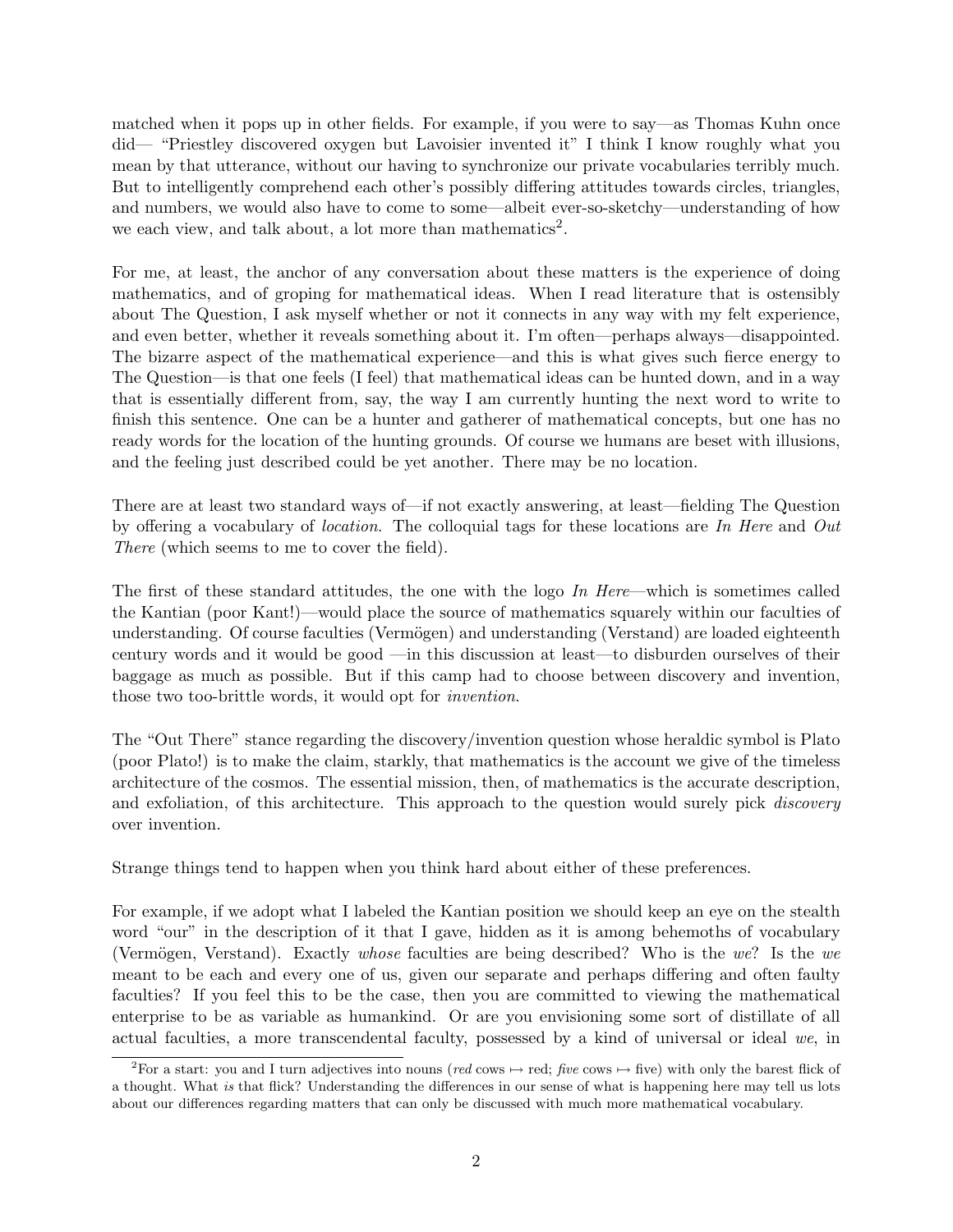matched when it pops up in other fields. For example, if you were to say—as Thomas Kuhn once did— "Priestley discovered oxygen but Lavoisier invented it" I think I know roughly what you mean by that utterance, without our having to synchronize our private vocabularies terribly much. But to intelligently comprehend each other's possibly differing attitudes towards circles, triangles, and numbers, we would also have to come to some—albeit ever-so-sketchy—understanding of how we each view, and talk about, a lot more than mathematics[2].

For me, at least, the anchor of any conversation about these matters is the experience of doing mathematics, and of groping for mathematical ideas. When I read literature that is ostensibly about The Question, I ask myself whether or not it connects in any way with my felt experience, and even better, whether it reveals something about it. I'm often—perhaps always—disappointed. The bizarre aspect of the mathematical experience—and this is what gives such fierce energy to The Question—is that one feels (I feel) that mathematical ideas can be hunted down, and in a way that is essentially different from, say, the way I am currently hunting the next word to write to finish this sentence. One can be a hunter and gatherer of mathematical concepts, but one has no ready words for the location of the hunting grounds. Of course we humans are beset with illusions, and the feeling just described could be yet another. There may be no location.

There are at least two standard ways of—if not exactly answering, at least—fielding The Question by offering a vocabulary of *location*. The colloquial tags for these locations are *In Here* and *Out There* (which seems to me to cover the field).

The first of these standard attitudes, the one with the logo *In Here*—which is sometimes called the Kantian (poor Kant!)—would place the source of mathematics squarely within our faculties of understanding. Of course faculties (Vermögen) and understanding (Verstand) are loaded eighteenth century words and it would be good —in this discussion at least—to disburden ourselves of their baggage as much as possible. But if this camp had to choose between discovery and invention, those two too-brittle words, it would opt for *invention*.

The "Out There" stance regarding the discovery/invention question whose heraldic symbol is Plato (poor Plato!) is to make the claim, starkly, that mathematics is the account we give of the timeless architecture of the cosmos. The essential mission, then, of mathematics is the accurate description, and exfoliation, of this architecture. This approach to the question would surely pick *discovery* over invention.

Strange things tend to happen when you think hard about either of these preferences.

For example, if we adopt what I labeled the Kantian position we should keep an eye on the stealth word "our" in the description of it that I gave, hidden as it is among behemoths of vocabulary (Vermögen, Verstand). Exactly *whose* faculties are being described? Who is the *we*? Is the *we* meant to be each and every one of us, given our separate and perhaps differing and often faulty faculties? If you feel this to be the case, then you are committed to viewing the mathematical enterprise to be as variable as humankind. Or are you envisioning some sort of distillate of all actual faculties, a more transcendental faculty, possessed by a kind of universal or ideal *we*, in

[2] For a start: you and I turn adjectives into nouns (*red* cows $\mapsto$ red; *five* cows $\mapsto$ five) with only the barest flick of a thought. What *is* that flick? Understanding the differences in our sense of what is happening here may tell us lots about our differences regarding matters that can only be discussed with much more mathematical vocabulary.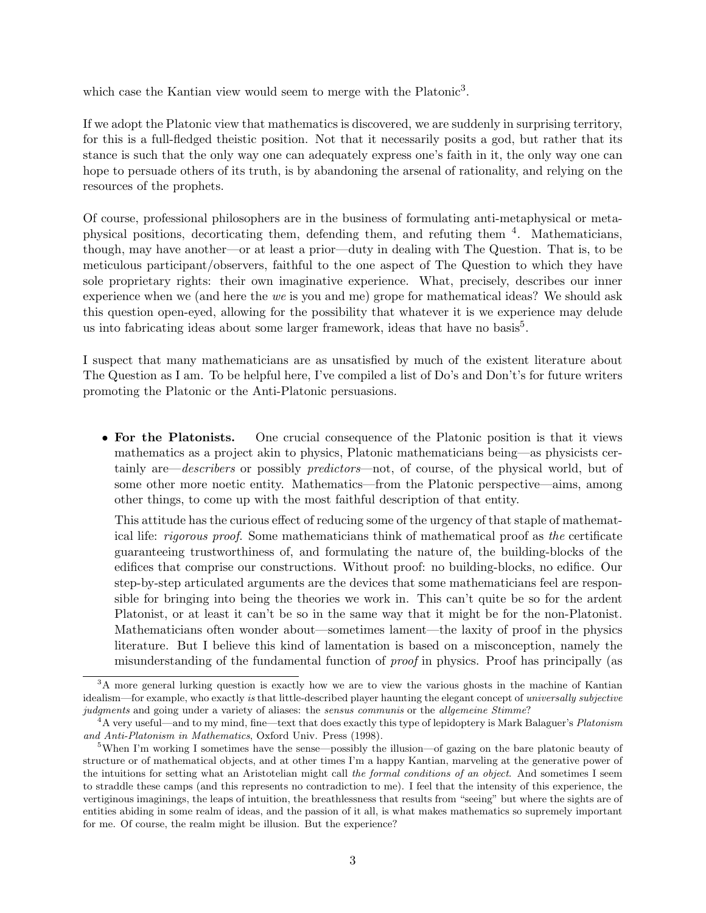which case the Kantian view would seem to merge with the Platonic[3].

If we adopt the Platonic view that mathematics is discovered, we are suddenly in surprising territory, for this is a full-fledged theistic position. Not that it necessarily posits a god, but rather that its stance is such that the only way one can adequately express one's faith in it, the only way one can hope to persuade others of its truth, is by abandoning the arsenal of rationality, and relying on the resources of the prophets.

Of course, professional philosophers are in the business of formulating anti-metaphysical or metaphysical positions, decorticating them, defending them, and refuting them [4]. Mathematicians, though, may have another—or at least a prior—duty in dealing with The Question. That is, to be meticulous participant/observers, faithful to the one aspect of The Question to which they have sole proprietary rights: their own imaginative experience. What, precisely, describes our inner experience when we (and here the *we* is you and me) grope for mathematical ideas? We should ask this question open-eyed, allowing for the possibility that whatever it is we experience may delude us into fabricating ideas about some larger framework, ideas that have no basis[5].

I suspect that many mathematicians are as unsatisfied by much of the existent literature about The Question as I am. To be helpful here, I've compiled a list of Do's and Don't's for future writers promoting the Platonic or the Anti-Platonic persuasions.

- **For the Platonists.** One crucial consequence of the Platonic position is that it views mathematics as a project akin to physics, Platonic mathematicians being—as physicists certainly are—*describers* or possibly *predictors*—not, of course, of the physical world, but of some other more noetic entity. Mathematics—from the Platonic perspective—aims, among other things, to come up with the most faithful description of that entity.

  This attitude has the curious effect of reducing some of the urgency of that staple of mathematical life: *rigorous proof*. Some mathematicians think of mathematical proof as *the* certificate guaranteeing trustworthiness of, and formulating the nature of, the building-blocks of the edifices that comprise our constructions. Without proof: no building-blocks, no edifice. Our step-by-step articulated arguments are the devices that some mathematicians feel are responsible for bringing into being the theories we work in. This can't quite be so for the ardent Platonist, or at least it can't be so in the same way that it might be for the non-Platonist. Mathematicians often wonder about—sometimes lament—the laxity of proof in the physics literature. But I believe this kind of lamentation is based on a misconception, namely the misunderstanding of the fundamental function of *proof* in physics. Proof has principally (as

---

[3] A more general lurking question is exactly how we are to view the various ghosts in the machine of Kantian idealism—for example, who exactly *is* that little-described player haunting the elegant concept of *universally subjective judgments* and going under a variety of aliases: the *sensus communis* or the *allgemeine Stimme*?

[4] A very useful—and to my mind, fine—text that does exactly this type of lepidoptery is Mark Balaguer's *Platonism and Anti-Platonism in Mathematics*, Oxford Univ. Press (1998).

[5] When I'm working I sometimes have the sense—possibly the illusion—of gazing on the bare platonic beauty of structure or of mathematical objects, and at other times I'm a happy Kantian, marveling at the generative power of the intuitions for setting what an Aristotelian might call *the formal conditions of an object*. And sometimes I seem to straddle these camps (and this represents no contradiction to me). I feel that the intensity of this experience, the vertiginous imaginings, the leaps of intuition, the breathlessness that results from "seeing" but where the sights are of entities abiding in some realm of ideas, and the passion of it all, is what makes mathematics so supremely important for me. Of course, the realm might be illusion. But the experience?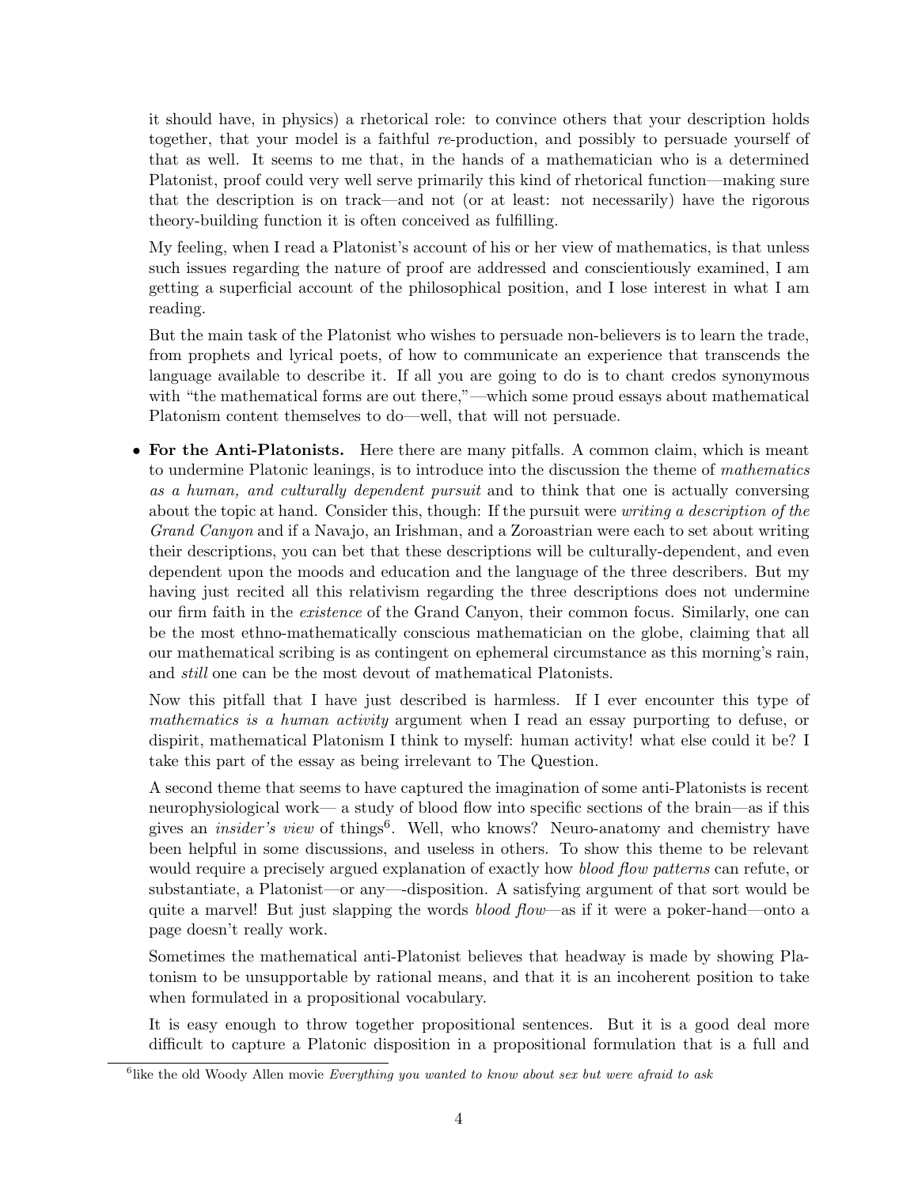it should have, in physics) a rhetorical role: to convince others that your description holds together, that your model is a faithful *re*-production, and possibly to persuade yourself of that as well. It seems to me that, in the hands of a mathematician who is a determined Platonist, proof could very well serve primarily this kind of rhetorical function—making sure that the description is on track—and not (or at least: not necessarily) have the rigorous theory-building function it is often conceived as fulfilling.

My feeling, when I read a Platonist's account of his or her view of mathematics, is that unless such issues regarding the nature of proof are addressed and conscientiously examined, I am getting a superficial account of the philosophical position, and I lose interest in what I am reading.

But the main task of the Platonist who wishes to persuade non-believers is to learn the trade, from prophets and lyrical poets, of how to communicate an experience that transcends the language available to describe it. If all you are going to do is to chant credos synonymous with "the mathematical forms are out there,"—which some proud essays about mathematical Platonism content themselves to do—well, that will not persuade.

- **For the Anti-Platonists.** Here there are many pitfalls. A common claim, which is meant to undermine Platonic leanings, is to introduce into the discussion the theme of *mathematics as a human, and culturally dependent pursuit* and to think that one is actually conversing about the topic at hand. Consider this, though: If the pursuit were *writing a description of the Grand Canyon* and if a Navajo, an Irishman, and a Zoroastrian were each to set about writing their descriptions, you can bet that these descriptions will be culturally-dependent, and even dependent upon the moods and education and the language of the three describers. But my having just recited all this relativism regarding the three descriptions does not undermine our firm faith in the *existence* of the Grand Canyon, their common focus. Similarly, one can be the most ethno-mathematically conscious mathematician on the globe, claiming that all our mathematical scribing is as contingent on ephemeral circumstance as this morning's rain, and *still* one can be the most devout of mathematical Platonists.

  Now this pitfall that I have just described is harmless. If I ever encounter this type of *mathematics is a human activity* argument when I read an essay purporting to defuse, or dispirit, mathematical Platonism I think to myself: human activity! what else could it be? I take this part of the essay as being irrelevant to The Question.

  A second theme that seems to have captured the imagination of some anti-Platonists is recent neurophysiological work— a study of blood flow into specific sections of the brain—as if this gives an *insider's view* of things[6]. Well, who knows? Neuro-anatomy and chemistry have been helpful in some discussions, and useless in others. To show this theme to be relevant would require a precisely argued explanation of exactly how *blood flow patterns* can refute, or substantiate, a Platonist—or any—-disposition. A satisfying argument of that sort would be quite a marvel! But just slapping the words *blood flow*—as if it were a poker-hand—onto a page doesn't really work.

  Sometimes the mathematical anti-Platonist believes that headway is made by showing Platonism to be unsupportable by rational means, and that it is an incoherent position to take when formulated in a propositional vocabulary.

  It is easy enough to throw together propositional sentences. But it is a good deal more difficult to capture a Platonic disposition in a propositional formulation that is a full and

[6] like the old Woody Allen movie *Everything you wanted to know about sex but were afraid to ask*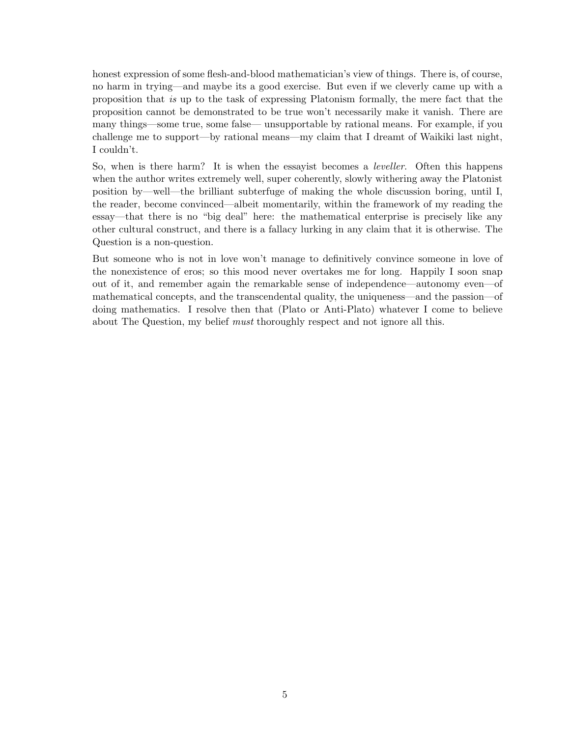honest expression of some flesh-and-blood mathematician's view of things. There is, of course, no harm in trying—and maybe its a good exercise. But even if we cleverly came up with a proposition that *is* up to the task of expressing Platonism formally, the mere fact that the proposition cannot be demonstrated to be true won't necessarily make it vanish. There are many things—some true, some false— unsupportable by rational means. For example, if you challenge me to support—by rational means—my claim that I dreamt of Waikiki last night, I couldn't.

So, when is there harm? It is when the essayist becomes a *leveller*. Often this happens when the author writes extremely well, super coherently, slowly withering away the Platonist position by—well—the brilliant subterfuge of making the whole discussion boring, until I, the reader, become convinced—albeit momentarily, within the framework of my reading the essay—that there is no "big deal" here: the mathematical enterprise is precisely like any other cultural construct, and there is a fallacy lurking in any claim that it is otherwise. The Question is a non-question.

But someone who is not in love won't manage to definitively convince someone in love of the nonexistence of eros; so this mood never overtakes me for long. Happily I soon snap out of it, and remember again the remarkable sense of independence—autonomy even—of mathematical concepts, and the transcendental quality, the uniqueness—and the passion—of doing mathematics. I resolve then that (Plato or Anti-Plato) whatever I come to believe about The Question, my belief *must* thoroughly respect and not ignore all this.